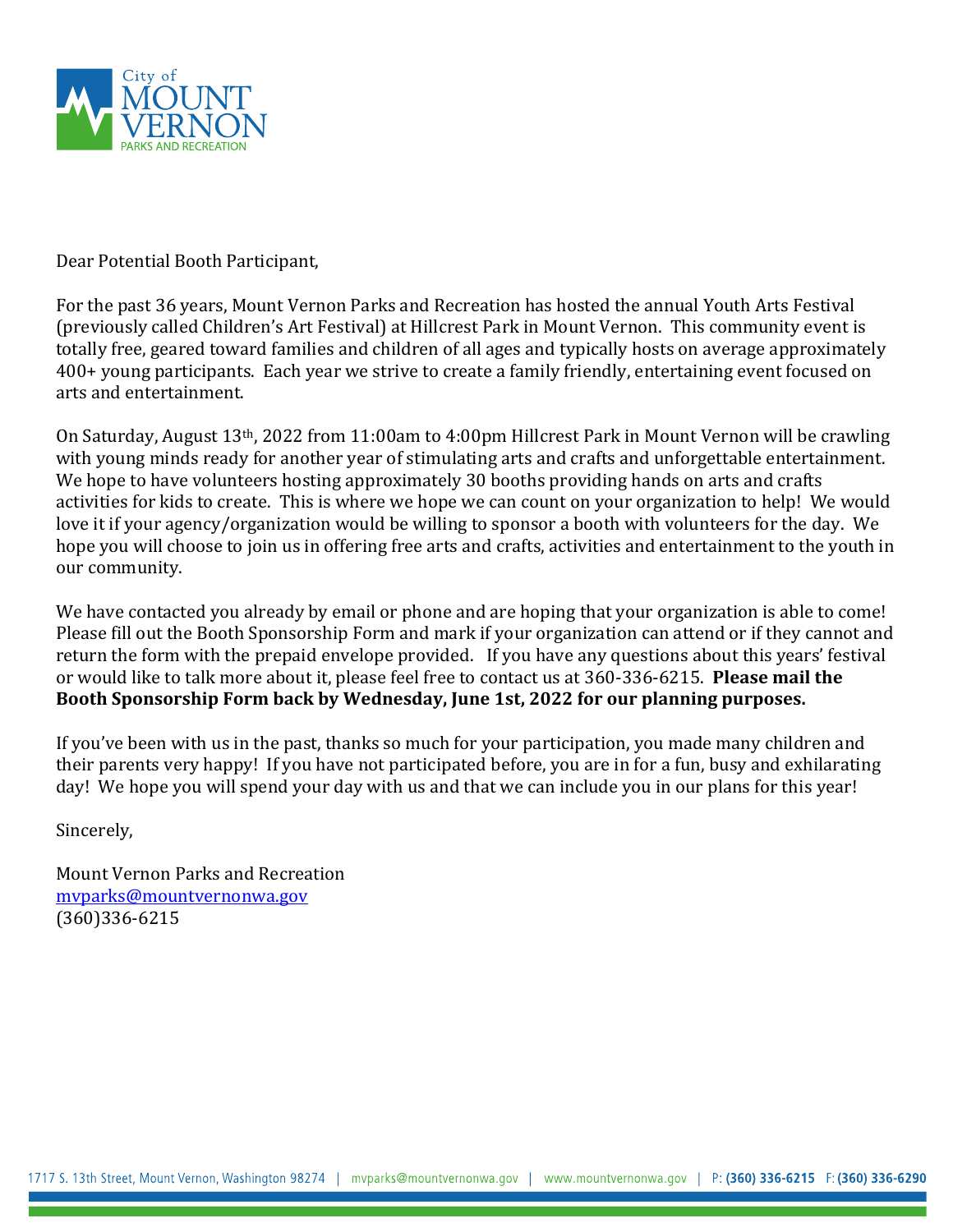City of MOUNT VERNON PARKS AND RECREATION

Dear Potential Booth Participant,

For the past 36 years, Mount Vernon Parks and Recreation has hosted the annual Youth Arts Festival (previously called Children's Art Festival) at Hillcrest Park in Mount Vernon. This community event is totally free, geared toward families and children of all ages and typically hosts on average approximately 400+ young participants. Each year we strive to create a family friendly, entertaining event focused on arts and entertainment.

On Saturday, August 13th, 2022 from 11:00am to 4:00pm Hillcrest Park in Mount Vernon will be crawling with young minds ready for another year of stimulating arts and crafts and unforgettable entertainment. We hope to have volunteers hosting approximately 30 booths providing hands on arts and crafts activities for kids to create. This is where we hope we can count on your organization to help! We would love it if your agency/organization would be willing to sponsor a booth with volunteers for the day. We hope you will choose to join us in offering free arts and crafts, activities and entertainment to the youth in our community.

We have contacted you already by email or phone and are hoping that your organization is able to come! Please fill out the Booth Sponsorship Form and mark if your organization can attend or if they cannot and return the form with the prepaid envelope provided. If you have any questions about this years' festival or would like to talk more about it, please feel free to contact us at 360-336-6215. **Please mail the Booth Sponsorship Form back by Wednesday, June 1st, 2022 for our planning purposes.**

If you've been with us in the past, thanks so much for your participation, you made many children and their parents very happy! If you have not participated before, you are in for a fun, busy and exhilarating day! We hope you will spend your day with us and that we can include you in our plans for this year!

Sincerely,

Mount Vernon Parks and Recreation
mvparks@mountvernonwa.gov
(360)336-6215

1717 S. 13th Street, Mount Vernon, Washington 98274 | mvparks@mountvernonwa.gov | www.mountvernonwa.gov | P: (360) 336-6215 F: (360) 336-6290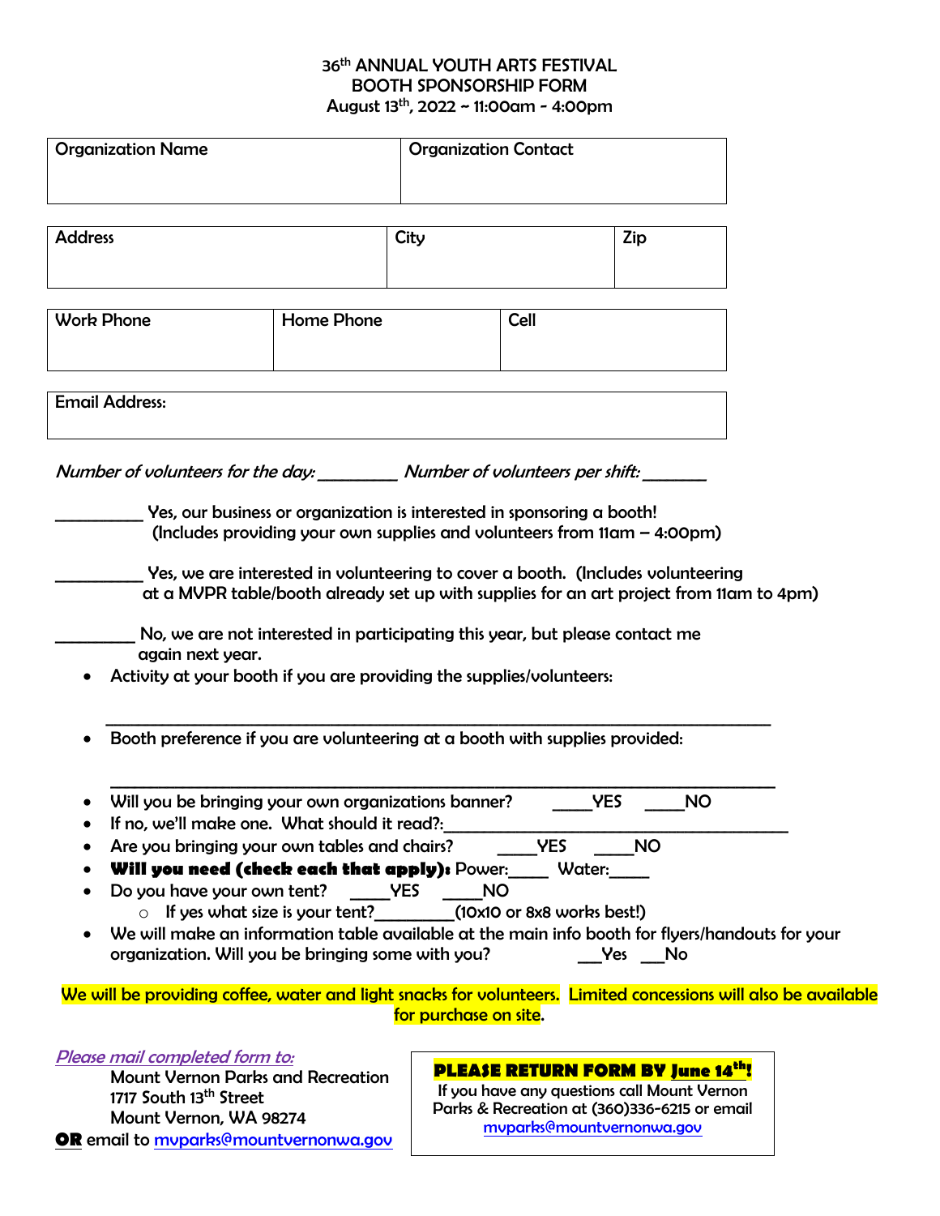# 36th ANNUAL YOUTH ARTS FESTIVAL
## BOOTH SPONSORSHIP FORM
### August 13th, 2022 ~ 11:00am - 4:00pm

| Organization Name | Organization Contact |
|---|---|
| | |

| Address | City | Zip |
|---|---|---|
| | | |

| Work Phone | Home Phone | Cell |
|---|---|---|
| | | |

| Email Address: |
|---|
| |

*Number of volunteers for the day:* _________ *Number of volunteers per shift:* _______

__________ Yes, our business or organization is interested in sponsoring a booth! (Includes providing your own supplies and volunteers from 11am – 4:00pm)

__________ Yes, we are interested in volunteering to cover a booth. (Includes volunteering at a MVPR table/booth already set up with supplies for an art project from 11am to 4pm)

_________ No, we are not interested in participating this year, but please contact me again next year.

- Activity at your booth if you are providing the supplies/volunteers:

  ___________________________________________________________________________

- Booth preference if you are volunteering at a booth with supplies provided:

  ___________________________________________________________________________

- Will you be bringing your own organizations banner? _____YES _____NO
- If no, we'll make one. What should it read?:_______________________________________
- Are you bringing your own tables and chairs? _____YES _____NO
- **Will you need (check each that apply):** Power:_____ Water:_____
- Do you have your own tent? _____YES _____NO
  - If yes what size is your tent?_________(10x10 or 8x8 works best!)
- We will make an information table available at the main info booth for flyers/handouts for your organization. Will you be bringing some with you? ___Yes ___No

We will be providing coffee, water and light snacks for volunteers. Limited concessions will also be available for purchase on site.

*Please mail completed form to:*

Mount Vernon Parks and Recreation
1717 South 13th Street
Mount Vernon, WA 98274

**OR** email to mvparks@mountvernonwa.gov

**PLEASE RETURN FORM BY June 14th!**

If you have any questions call Mount Vernon Parks & Recreation at (360)336-6215 or email mvparks@mountvernonwa.gov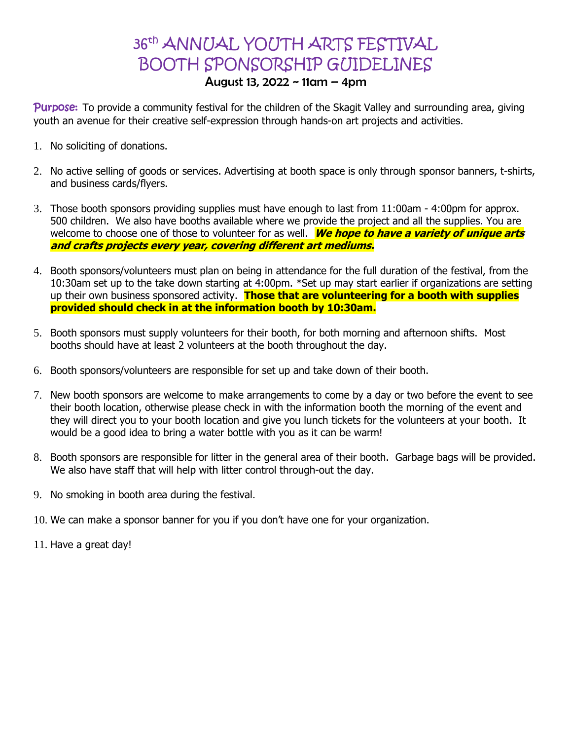# 36th ANNUAL YOUTH ARTS FESTIVAL
# BOOTH SPONSORSHIP GUIDELINES

### August 13, 2022 ~ 11am – 4pm

**Purpose:** To provide a community festival for the children of the Skagit Valley and surrounding area, giving youth an avenue for their creative self-expression through hands-on art projects and activities.

1. No soliciting of donations.

2. No active selling of goods or services. Advertising at booth space is only through sponsor banners, t-shirts, and business cards/flyers.

3. Those booth sponsors providing supplies must have enough to last from 11:00am - 4:00pm for approx. 500 children. We also have booths available where we provide the project and all the supplies. You are welcome to choose one of those to volunteer for as well. ***We hope to have a variety of unique arts and crafts projects every year, covering different art mediums.***

4. Booth sponsors/volunteers must plan on being in attendance for the full duration of the festival, from the 10:30am set up to the take down starting at 4:00pm. *Set up may start earlier if organizations are setting up their own business sponsored activity. **Those that are volunteering for a booth with supplies provided should check in at the information booth by 10:30am.**

5. Booth sponsors must supply volunteers for their booth, for both morning and afternoon shifts. Most booths should have at least 2 volunteers at the booth throughout the day.

6. Booth sponsors/volunteers are responsible for set up and take down of their booth.

7. New booth sponsors are welcome to make arrangements to come by a day or two before the event to see their booth location, otherwise please check in with the information booth the morning of the event and they will direct you to your booth location and give you lunch tickets for the volunteers at your booth. It would be a good idea to bring a water bottle with you as it can be warm!

8. Booth sponsors are responsible for litter in the general area of their booth. Garbage bags will be provided. We also have staff that will help with litter control through-out the day.

9. No smoking in booth area during the festival.

10. We can make a sponsor banner for you if you don't have one for your organization.

11. Have a great day!